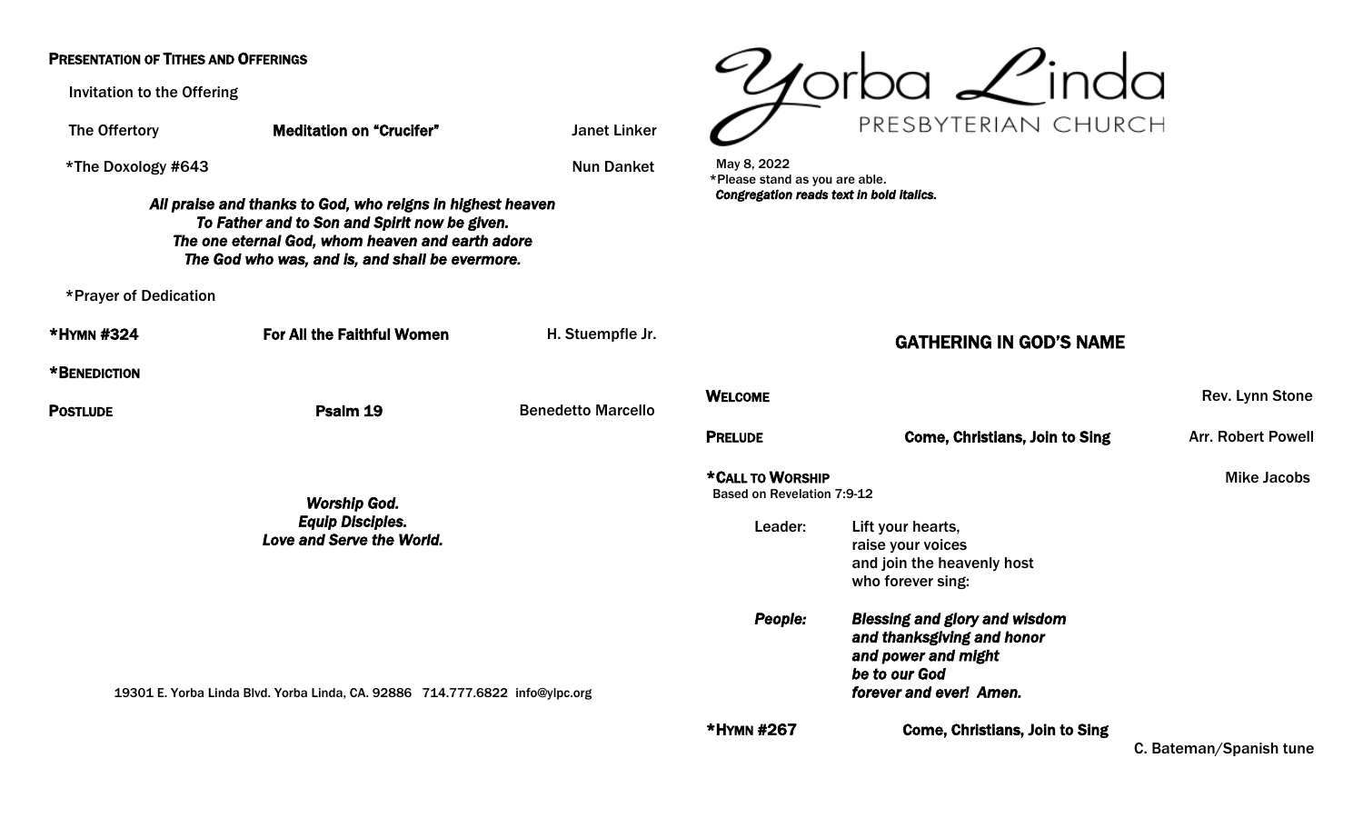# Yorba Linda Presbyterian Church

May 8, 2022
*Please stand as you are able.
*Congregation reads text in bold italics.*

## GATHERING IN GOD'S NAME

**Welcome** — Rev. Lynn Stone

**Prelude** — **Come, Christians, Join to Sing** — Arr. Robert Powell

***Call to Worship** — Mike Jacobs
Based on Revelation 7:9-12

Leader: Lift your hearts,
raise your voices
and join the heavenly host
who forever sing:

*People:* ***Blessing and glory and wisdom
and thanksgiving and honor
and power and might
be to our God
forever and ever! Amen.***

***Hymn #267** — **Come, Christians, Join to Sing** — C. Bateman/Spanish tune

---

**Presentation of Tithes and Offerings**

Invitation to the Offering

The Offertory — **Meditation on "Crucifer"** — Janet Linker

*The Doxology #643 — Nun Danket

***All praise and thanks to God, who reigns in highest heaven
To Father and to Son and Spirit now be given.
The one eternal God, whom heaven and earth adore
The God who was, and is, and shall be evermore.***

*Prayer of Dedication

***Hymn #324** — **For All the Faithful Women** — H. Stuempfle Jr.

***Benediction**

**Postlude** — **Psalm 19** — Benedetto Marcello

***Worship God.
Equip Disciples.
Love and Serve the World.***

19301 E. Yorba Linda Blvd. Yorba Linda, CA. 92886 714.777.6822 info@ylpc.org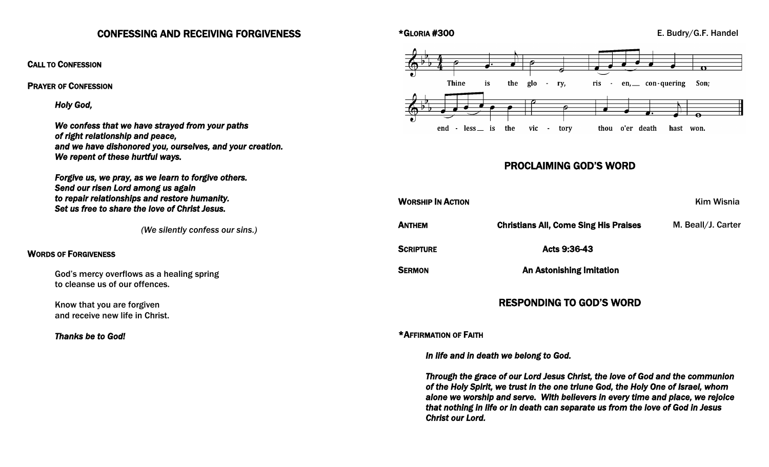## CONFESSING AND RECEIVING FORGIVENESS

**CALL TO CONFESSION**

**PRAYER OF CONFESSION**

***Holy God,***

***We confess that we have strayed from your paths***
***of right relationship and peace,***
***and we have dishonored you, ourselves, and your creation.***
***We repent of these hurtful ways.***

***Forgive us, we pray, as we learn to forgive others.***
***Send our risen Lord among us again***
***to repair relationships and restore humanity.***
***Set us free to share the love of Christ Jesus.***

*(We silently confess our sins.)*

**WORDS OF FORGIVENESS**

God's mercy overflows as a healing spring
to cleanse us of our offences.

Know that you are forgiven
and receive new life in Christ.

***Thanks be to God!***

**\*GLORIA #300** E. Budry/G.F. Handel

Thine is the glo - ry, ris - en, con-quering Son;
end - less is the vic - tory thou o'er death hast won.

## PROCLAIMING GOD'S WORD

**WORSHIP IN ACTION** Kim Wisnia

**ANTHEM** **Christians All, Come Sing His Praises** M. Beall/J. Carter

**SCRIPTURE** **Acts 9:36-43**

**SERMON** **An Astonishing Imitation**

## RESPONDING TO GOD'S WORD

**\*AFFIRMATION OF FAITH**

***In life and in death we belong to God.***

***Through the grace of our Lord Jesus Christ, the love of God and the communion of the Holy Spirit, we trust in the one triune God, the Holy One of Israel, whom alone we worship and serve. With believers in every time and place, we rejoice that nothing in life or in death can separate us from the love of God in Jesus Christ our Lord.***